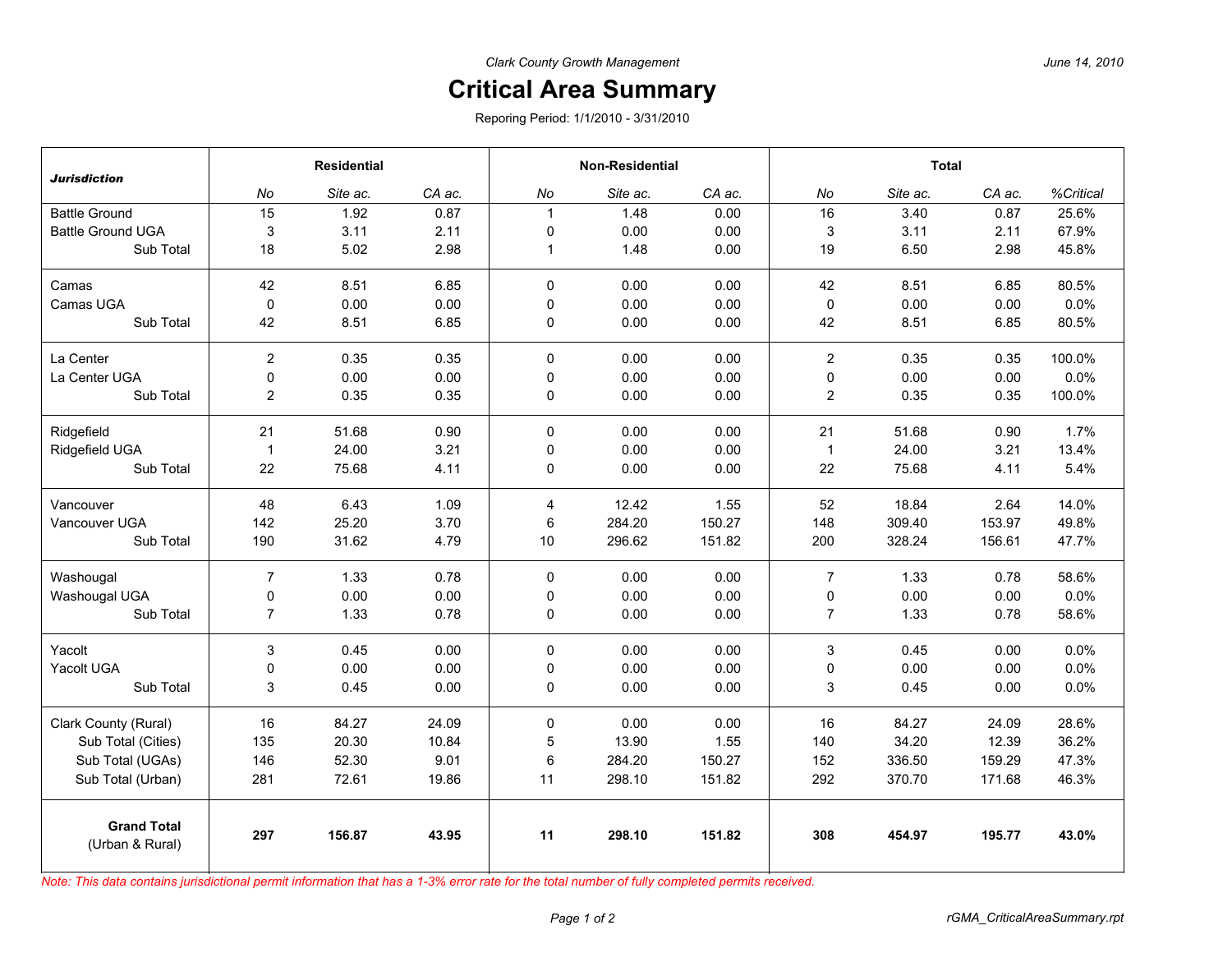*Clark County Growth Management*

*June 14, 2010*

# Critical Area Summary

Reporing Period: 1/1/2010 - 3/31/2010

| ***Jurisdiction*** | **Residential** | | | **Non-Residential** | | | **Total** | | | |
|---|---|---|---|---|---|---|---|---|---|---|
| | *No* | *Site ac.* | *CA ac.* | *No* | *Site ac.* | *CA ac.* | *No* | *Site ac.* | *CA ac.* | *%Critical* |
| Battle Ground | 15 | 1.92 | 0.87 | 1 | 1.48 | 0.00 | 16 | 3.40 | 0.87 | 25.6% |
| Battle Ground UGA | 3 | 3.11 | 2.11 | 0 | 0.00 | 0.00 | 3 | 3.11 | 2.11 | 67.9% |
| Sub Total | 18 | 5.02 | 2.98 | 1 | 1.48 | 0.00 | 19 | 6.50 | 2.98 | 45.8% |
| Camas | 42 | 8.51 | 6.85 | 0 | 0.00 | 0.00 | 42 | 8.51 | 6.85 | 80.5% |
| Camas UGA | 0 | 0.00 | 0.00 | 0 | 0.00 | 0.00 | 0 | 0.00 | 0.00 | 0.0% |
| Sub Total | 42 | 8.51 | 6.85 | 0 | 0.00 | 0.00 | 42 | 8.51 | 6.85 | 80.5% |
| La Center | 2 | 0.35 | 0.35 | 0 | 0.00 | 0.00 | 2 | 0.35 | 0.35 | 100.0% |
| La Center UGA | 0 | 0.00 | 0.00 | 0 | 0.00 | 0.00 | 0 | 0.00 | 0.00 | 0.0% |
| Sub Total | 2 | 0.35 | 0.35 | 0 | 0.00 | 0.00 | 2 | 0.35 | 0.35 | 100.0% |
| Ridgefield | 21 | 51.68 | 0.90 | 0 | 0.00 | 0.00 | 21 | 51.68 | 0.90 | 1.7% |
| Ridgefield UGA | 1 | 24.00 | 3.21 | 0 | 0.00 | 0.00 | 1 | 24.00 | 3.21 | 13.4% |
| Sub Total | 22 | 75.68 | 4.11 | 0 | 0.00 | 0.00 | 22 | 75.68 | 4.11 | 5.4% |
| Vancouver | 48 | 6.43 | 1.09 | 4 | 12.42 | 1.55 | 52 | 18.84 | 2.64 | 14.0% |
| Vancouver UGA | 142 | 25.20 | 3.70 | 6 | 284.20 | 150.27 | 148 | 309.40 | 153.97 | 49.8% |
| Sub Total | 190 | 31.62 | 4.79 | 10 | 296.62 | 151.82 | 200 | 328.24 | 156.61 | 47.7% |
| Washougal | 7 | 1.33 | 0.78 | 0 | 0.00 | 0.00 | 7 | 1.33 | 0.78 | 58.6% |
| Washougal UGA | 0 | 0.00 | 0.00 | 0 | 0.00 | 0.00 | 0 | 0.00 | 0.00 | 0.0% |
| Sub Total | 7 | 1.33 | 0.78 | 0 | 0.00 | 0.00 | 7 | 1.33 | 0.78 | 58.6% |
| Yacolt | 3 | 0.45 | 0.00 | 0 | 0.00 | 0.00 | 3 | 0.45 | 0.00 | 0.0% |
| Yacolt UGA | 0 | 0.00 | 0.00 | 0 | 0.00 | 0.00 | 0 | 0.00 | 0.00 | 0.0% |
| Sub Total | 3 | 0.45 | 0.00 | 0 | 0.00 | 0.00 | 3 | 0.45 | 0.00 | 0.0% |
| Clark County (Rural) | 16 | 84.27 | 24.09 | 0 | 0.00 | 0.00 | 16 | 84.27 | 24.09 | 28.6% |
| Sub Total (Cities) | 135 | 20.30 | 10.84 | 5 | 13.90 | 1.55 | 140 | 34.20 | 12.39 | 36.2% |
| Sub Total (UGAs) | 146 | 52.30 | 9.01 | 6 | 284.20 | 150.27 | 152 | 336.50 | 159.29 | 47.3% |
| Sub Total (Urban) | 281 | 72.61 | 19.86 | 11 | 298.10 | 151.82 | 292 | 370.70 | 171.68 | 46.3% |
| **Grand Total** (Urban & Rural) | **297** | **156.87** | **43.95** | **11** | **298.10** | **151.82** | **308** | **454.97** | **195.77** | **43.0%** |

*Note: This data contains jurisdictional permit information that has a 1-3% error rate for the total number of fully completed permits received.*

rGMA_CriticalAreaSummary.rpt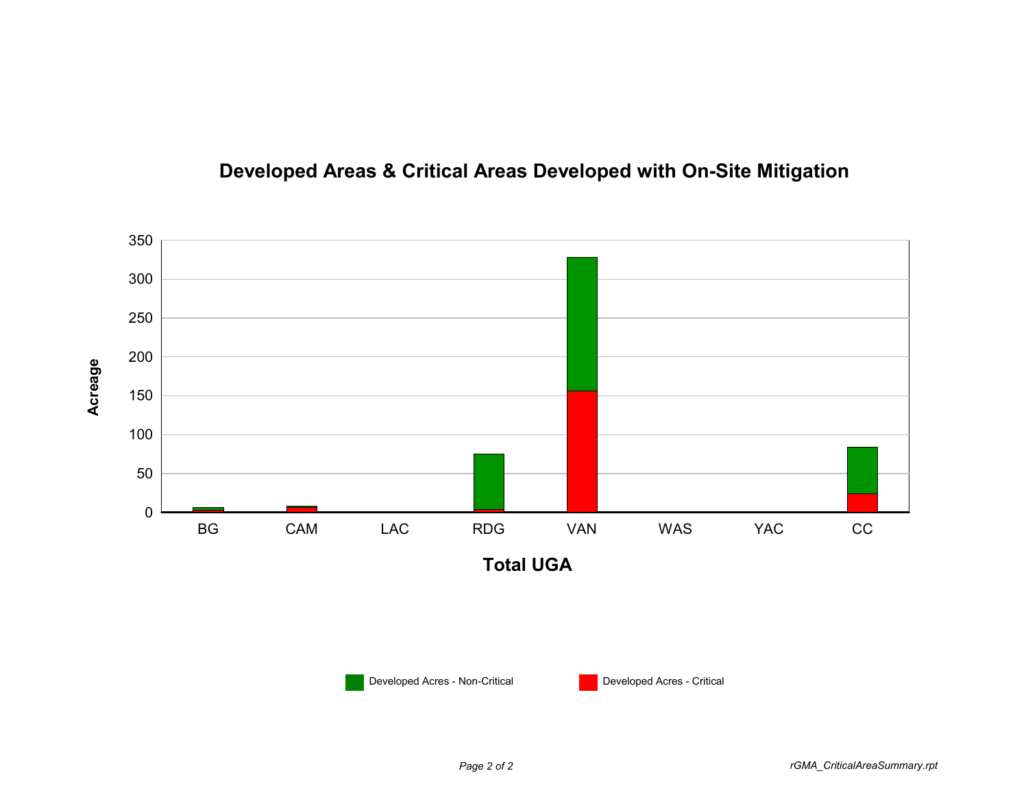## Developed Areas & Critical Areas Developed with On-Site Mitigation

Acreage

350
300
250
200
150
100
50
0

BG CAM LAC RDG VAN WAS YAC CC

**Total UGA**

Developed Acres - Non-Critical

Developed Acres - Critical

*rGMA_CriticalAreaSummary.rpt*